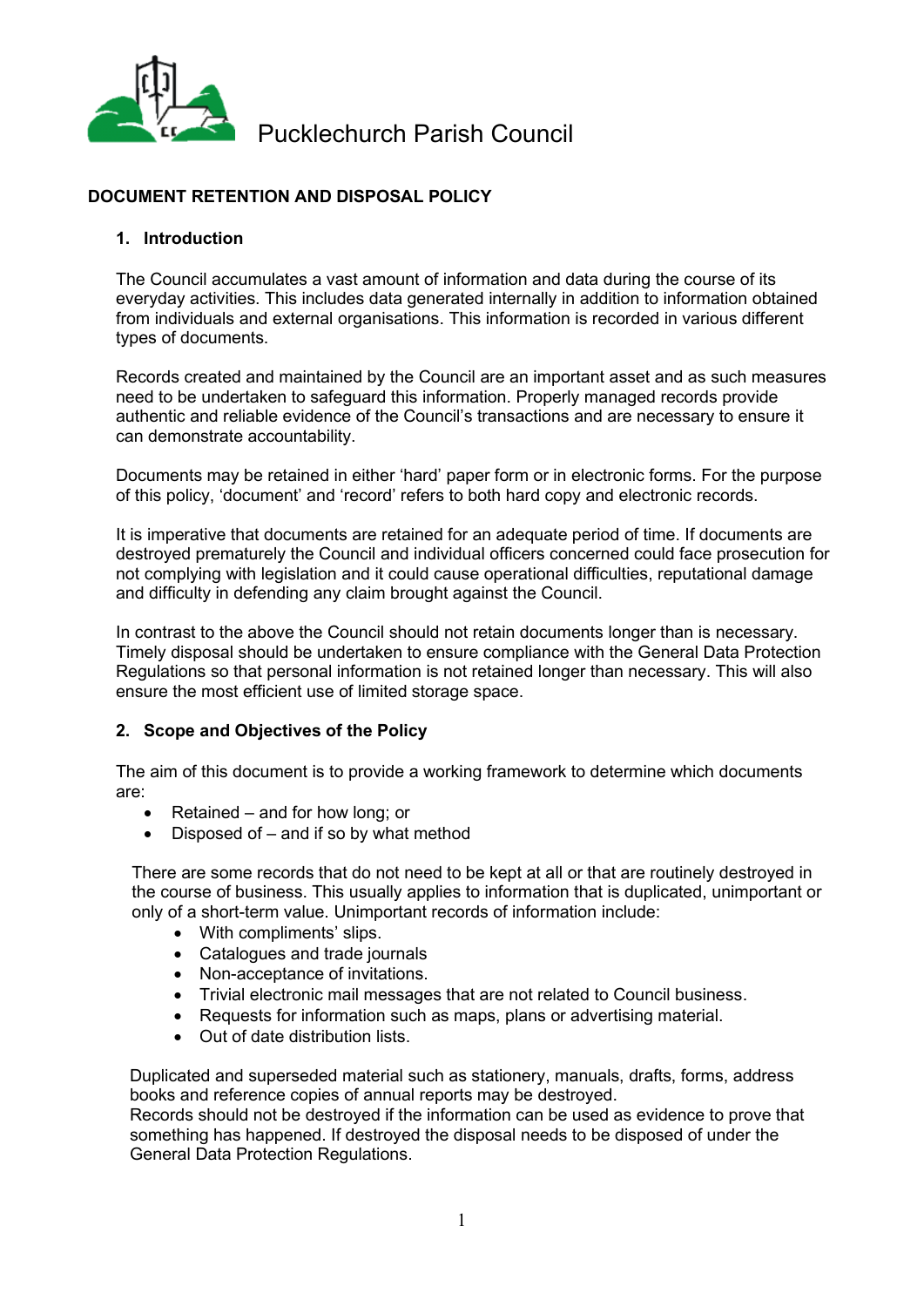# Pucklechurch Parish Council

## DOCUMENT RETENTION AND DISPOSAL POLICY

### 1. Introduction

The Council accumulates a vast amount of information and data during the course of its everyday activities. This includes data generated internally in addition to information obtained from individuals and external organisations. This information is recorded in various different types of documents.

Records created and maintained by the Council are an important asset and as such measures need to be undertaken to safeguard this information. Properly managed records provide authentic and reliable evidence of the Council's transactions and are necessary to ensure it can demonstrate accountability.

Documents may be retained in either 'hard' paper form or in electronic forms. For the purpose of this policy, 'document' and 'record' refers to both hard copy and electronic records.

It is imperative that documents are retained for an adequate period of time. If documents are destroyed prematurely the Council and individual officers concerned could face prosecution for not complying with legislation and it could cause operational difficulties, reputational damage and difficulty in defending any claim brought against the Council.

In contrast to the above the Council should not retain documents longer than is necessary. Timely disposal should be undertaken to ensure compliance with the General Data Protection Regulations so that personal information is not retained longer than necessary. This will also ensure the most efficient use of limited storage space.

### 2. Scope and Objectives of the Policy

The aim of this document is to provide a working framework to determine which documents are:

- Retained – and for how long; or
- Disposed of – and if so by what method

There are some records that do not need to be kept at all or that are routinely destroyed in the course of business. This usually applies to information that is duplicated, unimportant or only of a short-term value. Unimportant records of information include:

- With compliments' slips.
- Catalogues and trade journals
- Non-acceptance of invitations.
- Trivial electronic mail messages that are not related to Council business.
- Requests for information such as maps, plans or advertising material.
- Out of date distribution lists.

Duplicated and superseded material such as stationery, manuals, drafts, forms, address books and reference copies of annual reports may be destroyed.
Records should not be destroyed if the information can be used as evidence to prove that something has happened. If destroyed the disposal needs to be disposed of under the General Data Protection Regulations.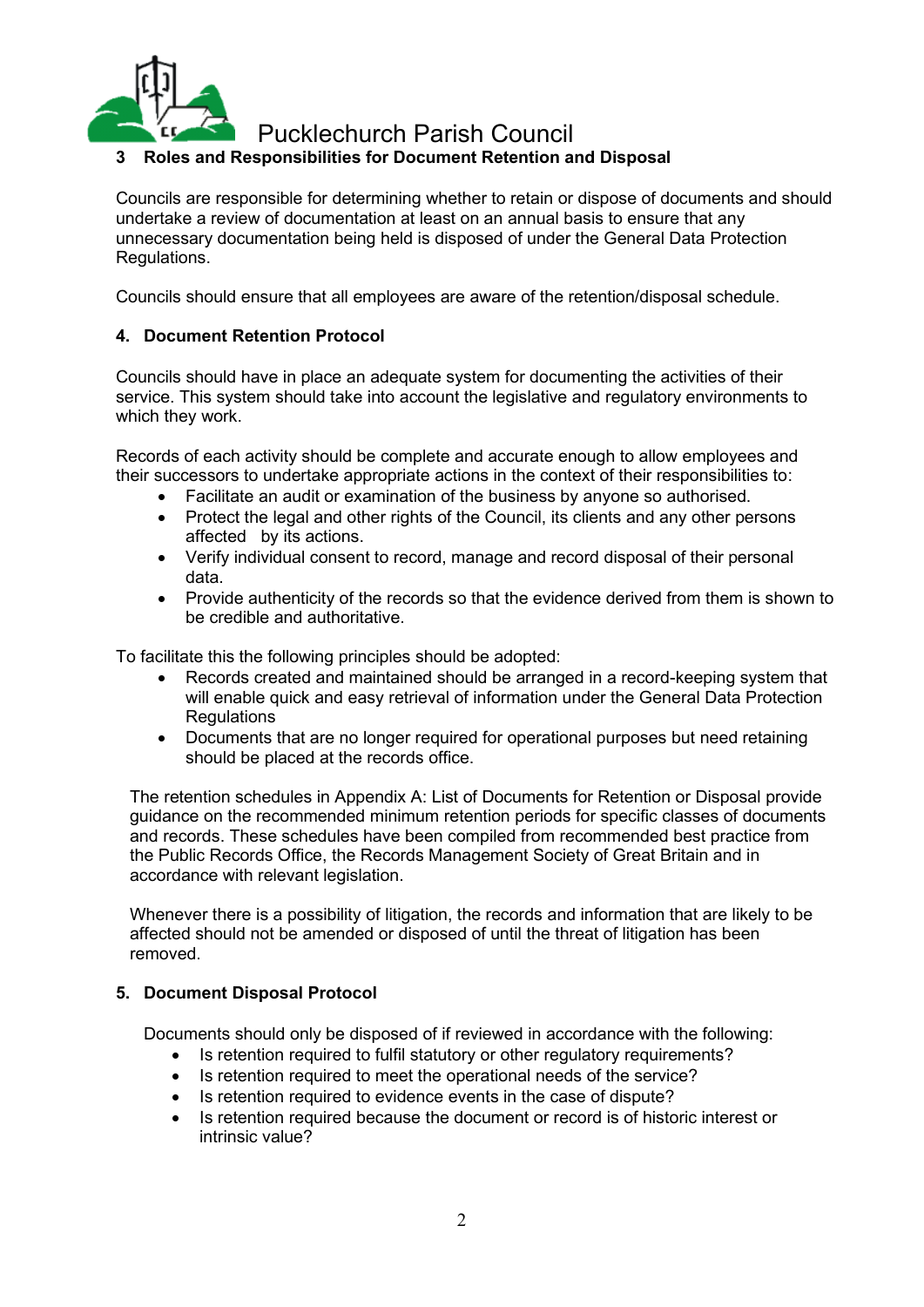### 3 Roles and Responsibilities for Document Retention and Disposal

Councils are responsible for determining whether to retain or dispose of documents and should undertake a review of documentation at least on an annual basis to ensure that any unnecessary documentation being held is disposed of under the General Data Protection Regulations.

Councils should ensure that all employees are aware of the retention/disposal schedule.

### 4. Document Retention Protocol

Councils should have in place an adequate system for documenting the activities of their service. This system should take into account the legislative and regulatory environments to which they work.

Records of each activity should be complete and accurate enough to allow employees and their successors to undertake appropriate actions in the context of their responsibilities to:

- Facilitate an audit or examination of the business by anyone so authorised.
- Protect the legal and other rights of the Council, its clients and any other persons affected by its actions.
- Verify individual consent to record, manage and record disposal of their personal data.
- Provide authenticity of the records so that the evidence derived from them is shown to be credible and authoritative.

To facilitate this the following principles should be adopted:

- Records created and maintained should be arranged in a record-keeping system that will enable quick and easy retrieval of information under the General Data Protection Regulations
- Documents that are no longer required for operational purposes but need retaining should be placed at the records office.

The retention schedules in Appendix A: List of Documents for Retention or Disposal provide guidance on the recommended minimum retention periods for specific classes of documents and records. These schedules have been compiled from recommended best practice from the Public Records Office, the Records Management Society of Great Britain and in accordance with relevant legislation.

Whenever there is a possibility of litigation, the records and information that are likely to be affected should not be amended or disposed of until the threat of litigation has been removed.

### 5. Document Disposal Protocol

Documents should only be disposed of if reviewed in accordance with the following:

- Is retention required to fulfil statutory or other regulatory requirements?
- Is retention required to meet the operational needs of the service?
- Is retention required to evidence events in the case of dispute?
- Is retention required because the document or record is of historic interest or intrinsic value?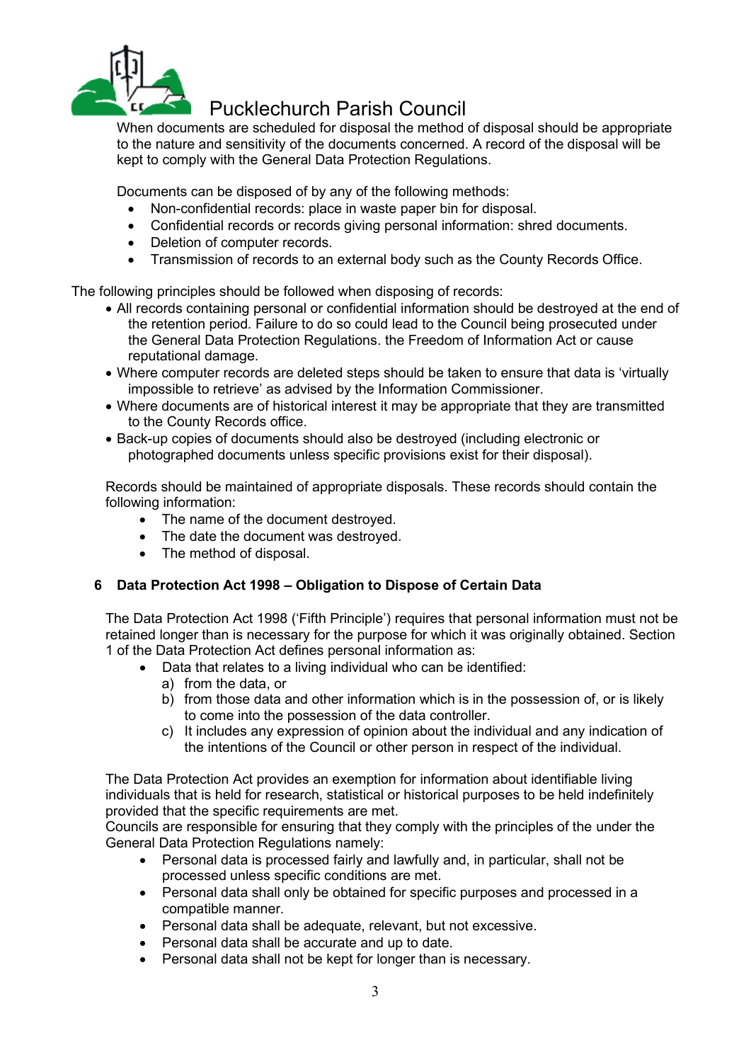When documents are scheduled for disposal the method of disposal should be appropriate to the nature and sensitivity of the documents concerned. A record of the disposal will be kept to comply with the General Data Protection Regulations.

Documents can be disposed of by any of the following methods:

- Non-confidential records: place in waste paper bin for disposal.
- Confidential records or records giving personal information: shred documents.
- Deletion of computer records.
- Transmission of records to an external body such as the County Records Office.

The following principles should be followed when disposing of records:

- All records containing personal or confidential information should be destroyed at the end of the retention period. Failure to do so could lead to the Council being prosecuted under the General Data Protection Regulations. the Freedom of Information Act or cause reputational damage.
- Where computer records are deleted steps should be taken to ensure that data is 'virtually impossible to retrieve' as advised by the Information Commissioner.
- Where documents are of historical interest it may be appropriate that they are transmitted to the County Records office.
- Back-up copies of documents should also be destroyed (including electronic or photographed documents unless specific provisions exist for their disposal).

Records should be maintained of appropriate disposals. These records should contain the following information:

- The name of the document destroyed.
- The date the document was destroyed.
- The method of disposal.

## 6 Data Protection Act 1998 – Obligation to Dispose of Certain Data

The Data Protection Act 1998 ('Fifth Principle') requires that personal information must not be retained longer than is necessary for the purpose for which it was originally obtained. Section 1 of the Data Protection Act defines personal information as:

- Data that relates to a living individual who can be identified:
  a) from the data, or
  b) from those data and other information which is in the possession of, or is likely to come into the possession of the data controller.
  c) It includes any expression of opinion about the individual and any indication of the intentions of the Council or other person in respect of the individual.

The Data Protection Act provides an exemption for information about identifiable living individuals that is held for research, statistical or historical purposes to be held indefinitely provided that the specific requirements are met.
Councils are responsible for ensuring that they comply with the principles of the under the General Data Protection Regulations namely:

- Personal data is processed fairly and lawfully and, in particular, shall not be processed unless specific conditions are met.
- Personal data shall only be obtained for specific purposes and processed in a compatible manner.
- Personal data shall be adequate, relevant, but not excessive.
- Personal data shall be accurate and up to date.
- Personal data shall not be kept for longer than is necessary.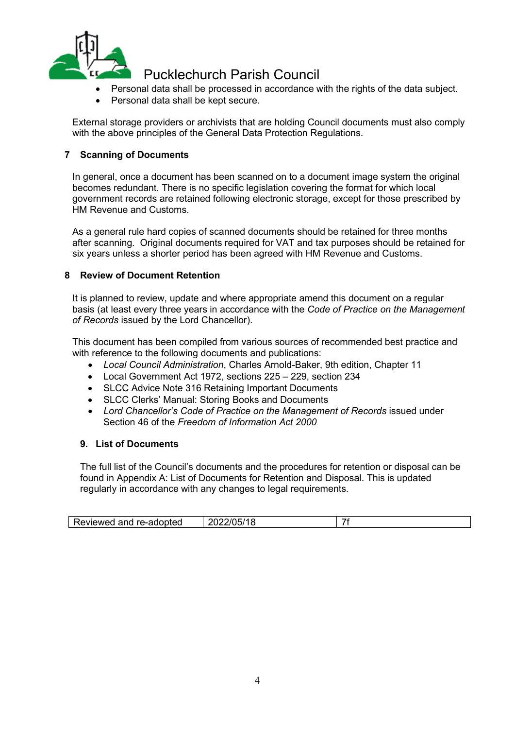- Personal data shall be processed in accordance with the rights of the data subject.
- Personal data shall be kept secure.

External storage providers or archivists that are holding Council documents must also comply with the above principles of the General Data Protection Regulations.

## 7 Scanning of Documents

In general, once a document has been scanned on to a document image system the original becomes redundant. There is no specific legislation covering the format for which local government records are retained following electronic storage, except for those prescribed by HM Revenue and Customs.

As a general rule hard copies of scanned documents should be retained for three months after scanning. Original documents required for VAT and tax purposes should be retained for six years unless a shorter period has been agreed with HM Revenue and Customs.

## 8 Review of Document Retention

It is planned to review, update and where appropriate amend this document on a regular basis (at least every three years in accordance with the *Code of Practice on the Management of Records* issued by the Lord Chancellor).

This document has been compiled from various sources of recommended best practice and with reference to the following documents and publications:

- *Local Council Administration*, Charles Arnold-Baker, 9th edition, Chapter 11
- Local Government Act 1972, sections 225 – 229, section 234
- SLCC Advice Note 316 Retaining Important Documents
- SLCC Clerks' Manual: Storing Books and Documents
- *Lord Chancellor's Code of Practice on the Management of Records* issued under Section 46 of the *Freedom of Information Act 2000*

## 9. List of Documents

The full list of the Council's documents and the procedures for retention or disposal can be found in Appendix A: List of Documents for Retention and Disposal. This is updated regularly in accordance with any changes to legal requirements.

| | | |
|---|---|---|
| Reviewed and re-adopted | 2022/05/18 | 7f |